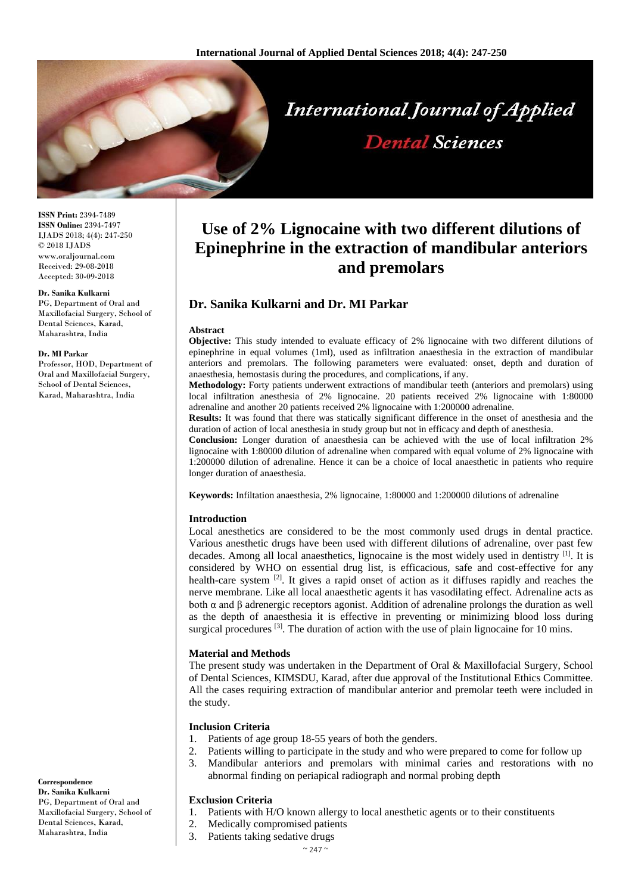# Use of 2% Lignocaine with two different dilutions of Epinephrine in the extraction of mandibular anteriors and premolars

**Dr. Sanika Kulkarni and Dr. MI Parkar**

**ISSN Print:** 2394-7489
**ISSN Online:** 2394-7497
IJADS 2018; 4(4): 247-250
© 2018 IJADS
www.oraljournal.com
Received: 29-08-2018
Accepted: 30-09-2018

**Dr. Sanika Kulkarni**
PG, Department of Oral and Maxillofacial Surgery, School of Dental Sciences, Karad, Maharashtra, India

**Dr. MI Parkar**
Professor, HOD, Department of Oral and Maxillofacial Surgery, School of Dental Sciences, Karad, Maharashtra, India

**Correspondence**
**Dr. Sanika Kulkarni**
PG, Department of Oral and Maxillofacial Surgery, School of Dental Sciences, Karad, Maharashtra, India

### Abstract

**Objective:** This study intended to evaluate efficacy of 2% lignocaine with two different dilutions of epinephrine in equal volumes (1ml), used as infiltration anaesthesia in the extraction of mandibular anteriors and premolars. The following parameters were evaluated: onset, depth and duration of anaesthesia, hemostasis during the procedures, and complications, if any.

**Methodology:** Forty patients underwent extractions of mandibular teeth (anteriors and premolars) using local infiltration anesthesia of 2% lignocaine. 20 patients received 2% lignocaine with 1:80000 adrenaline and another 20 patients received 2% lignocaine with 1:200000 adrenaline.

**Results:** It was found that there was statically significant difference in the onset of anesthesia and the duration of action of local anesthesia in study group but not in efficacy and depth of anesthesia.

**Conclusion:** Longer duration of anaesthesia can be achieved with the use of local infiltration 2% lignocaine with 1:80000 dilution of adrenaline when compared with equal volume of 2% lignocaine with 1:200000 dilution of adrenaline. Hence it can be a choice of local anaesthetic in patients who require longer duration of anaesthesia.

**Keywords:** Infiltation anaesthesia, 2% lignocaine, 1:80000 and 1:200000 dilutions of adrenaline

### Introduction

Local anesthetics are considered to be the most commonly used drugs in dental practice. Various anesthetic drugs have been used with different dilutions of adrenaline, over past few decades. Among all local anaesthetics, lignocaine is the most widely used in dentistry [1]. It is considered by WHO on essential drug list, is efficacious, safe and cost-effective for any health-care system [2]. It gives a rapid onset of action as it diffuses rapidly and reaches the nerve membrane. Like all local anaesthetic agents it has vasodilating effect. Adrenaline acts as both α and β adrenergic receptors agonist. Addition of adrenaline prolongs the duration as well as the depth of anaesthesia it is effective in preventing or minimizing blood loss during surgical procedures [3]. The duration of action with the use of plain lignocaine for 10 mins.

### Material and Methods

The present study was undertaken in the Department of Oral & Maxillofacial Surgery, School of Dental Sciences, KIMSDU, Karad, after due approval of the Institutional Ethics Committee. All the cases requiring extraction of mandibular anterior and premolar teeth were included in the study.

#### Inclusion Criteria

1. Patients of age group 18-55 years of both the genders.
2. Patients willing to participate in the study and who were prepared to come for follow up
3. Mandibular anteriors and premolars with minimal caries and restorations with no abnormal finding on periapical radiograph and normal probing depth

#### Exclusion Criteria

1. Patients with H/O known allergy to local anesthetic agents or to their constituents
2. Medically compromised patients
3. Patients taking sedative drugs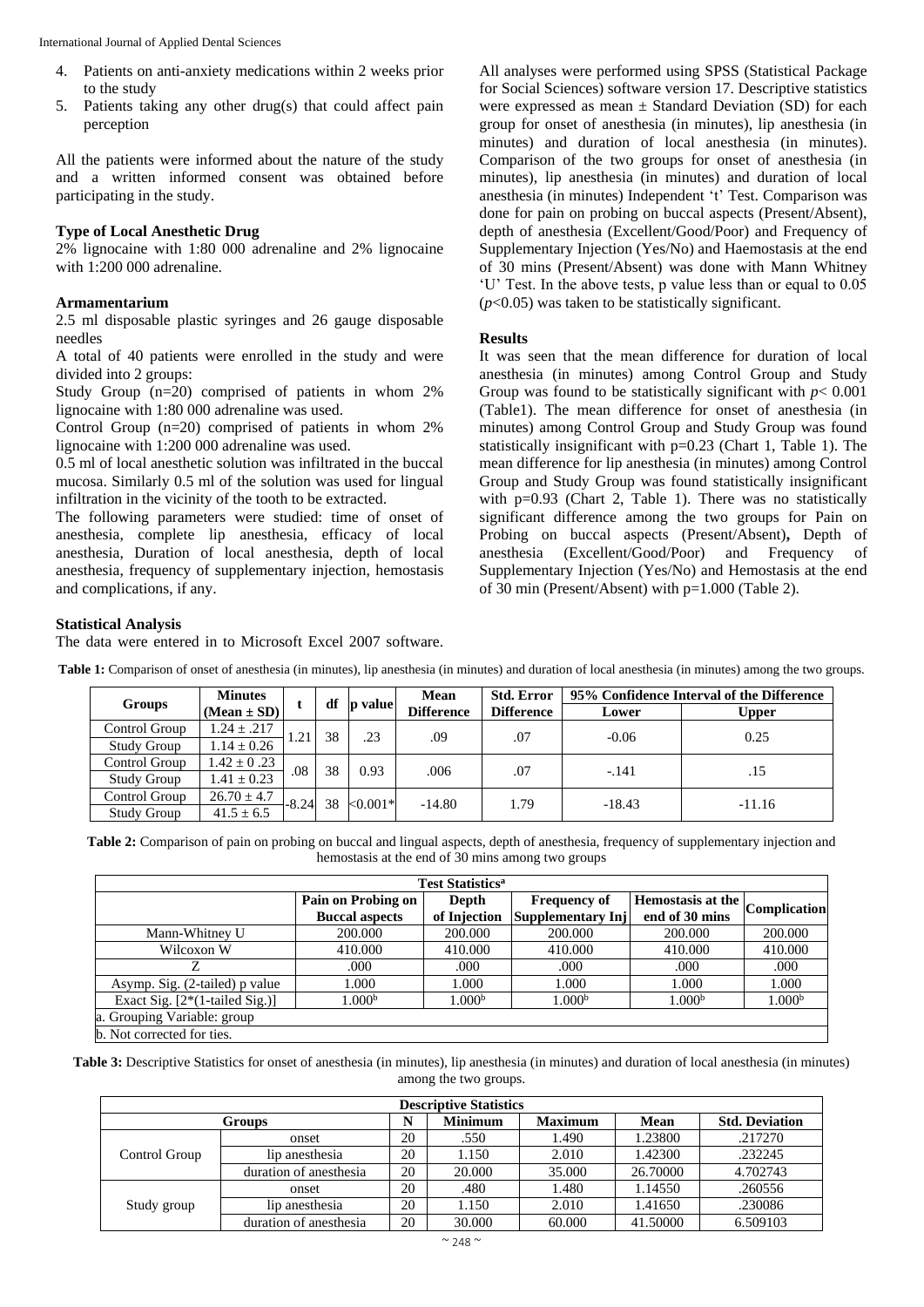4. Patients on anti-anxiety medications within 2 weeks prior to the study
5. Patients taking any other drug(s) that could affect pain perception

All the patients were informed about the nature of the study and a written informed consent was obtained before participating in the study.

### Type of Local Anesthetic Drug

2% lignocaine with 1:80 000 adrenaline and 2% lignocaine with 1:200 000 adrenaline.

### Armamentarium

2.5 ml disposable plastic syringes and 26 gauge disposable needles

A total of 40 patients were enrolled in the study and were divided into 2 groups:

Study Group (n=20) comprised of patients in whom 2% lignocaine with 1:80 000 adrenaline was used.

Control Group (n=20) comprised of patients in whom 2% lignocaine with 1:200 000 adrenaline was used.

0.5 ml of local anesthetic solution was infiltrated in the buccal mucosa. Similarly 0.5 ml of the solution was used for lingual infiltration in the vicinity of the tooth to be extracted.

The following parameters were studied: time of onset of anesthesia, complete lip anesthesia, efficacy of local anesthesia, Duration of local anesthesia, depth of local anesthesia, frequency of supplementary injection, hemostasis and complications, if any.

### Statistical Analysis

The data were entered in to Microsoft Excel 2007 software. All analyses were performed using SPSS (Statistical Package for Social Sciences) software version 17. Descriptive statistics were expressed as mean ± Standard Deviation (SD) for each group for onset of anesthesia (in minutes), lip anesthesia (in minutes) and duration of local anesthesia (in minutes). Comparison of the two groups for onset of anesthesia (in minutes), lip anesthesia (in minutes) and duration of local anesthesia (in minutes) Independent 't' Test. Comparison was done for pain on probing on buccal aspects (Present/Absent), depth of anesthesia (Excellent/Good/Poor) and Frequency of Supplementary Injection (Yes/No) and Haemostasis at the end of 30 mins (Present/Absent) was done with Mann Whitney 'U' Test. In the above tests, p value less than or equal to 0.05 ($p<0.05$) was taken to be statistically significant.

### Results

It was seen that the mean difference for duration of local anesthesia (in minutes) among Control Group and Study Group was found to be statistically significant with $p< 0.001$ (Table1). The mean difference for onset of anesthesia (in minutes) among Control Group and Study Group was found statistically insignificant with p=0.23 (Chart 1, Table 1). The mean difference for lip anesthesia (in minutes) among Control Group and Study Group was found statistically insignificant with p=0.93 (Chart 2, Table 1). There was no statistically significant difference among the two groups for Pain on Probing on buccal aspects (Present/Absent), Depth of anesthesia (Excellent/Good/Poor) and Frequency of Supplementary Injection (Yes/No) and Hemostasis at the end of 30 min (Present/Absent) with p=1.000 (Table 2).

**Table 1:** Comparison of onset of anesthesia (in minutes), lip anesthesia (in minutes) and duration of local anesthesia (in minutes) among the two groups.

| Groups | Minutes (Mean ± SD) | t | df | p value | Mean Difference | Std. Error Difference | 95% Confidence Interval of the Difference | |
|---|---|---|---|---|---|---|---|---|
| | | | | | | | Lower | Upper |
| Control Group | 1.24 ± .217 | 1.21 | 38 | .23 | .09 | .07 | -0.06 | 0.25 |
| Study Group | 1.14 ± 0.26 | | | | | | | |
| Control Group | 1.42 ± 0 .23 | .08 | 38 | 0.93 | .006 | .07 | -.141 | .15 |
| Study Group | 1.41 ± 0.23 | | | | | | | |
| Control Group | 26.70 ± 4.7 | -8.24 | 38 | <0.001* | -14.80 | 1.79 | -18.43 | -11.16 |
| Study Group | 41.5 ± 6.5 | | | | | | | |

**Table 2:** Comparison of pain on probing on buccal and lingual aspects, depth of anesthesia, frequency of supplementary injection and hemostasis at the end of 30 mins among two groups

| Test Statistics[a] | Pain on Probing on Buccal aspects | Depth of Injection | Frequency of Supplementary Inj | Hemostasis at the end of 30 mins | Complication |
|---|---|---|---|---|---|
| Mann-Whitney U | 200.000 | 200.000 | 200.000 | 200.000 | 200.000 |
| Wilcoxon W | 410.000 | 410.000 | 410.000 | 410.000 | 410.000 |
| Z | .000 | .000 | .000 | .000 | .000 |
| Asymp. Sig. (2-tailed) p value | 1.000 | 1.000 | 1.000 | 1.000 | 1.000 |
| Exact Sig. [2*(1-tailed Sig.)] | 1.000[b] | 1.000[b] | 1.000[b] | 1.000[b] | 1.000[b] |

a. Grouping Variable: group

b. Not corrected for ties.

**Table 3:** Descriptive Statistics for onset of anesthesia (in minutes), lip anesthesia (in minutes) and duration of local anesthesia (in minutes) among the two groups.

| Groups | | N | Minimum | Maximum | Mean | Std. Deviation |
|---|---|---|---|---|---|---|
| Control Group | onset | 20 | .550 | 1.490 | 1.23800 | .217270 |
| | lip anesthesia | 20 | 1.150 | 2.010 | 1.42300 | .232245 |
| | duration of anesthesia | 20 | 20.000 | 35.000 | 26.70000 | 4.702743 |
| Study group | onset | 20 | .480 | 1.480 | 1.14550 | .260556 |
| | lip anesthesia | 20 | 1.150 | 2.010 | 1.41650 | .230086 |
| | duration of anesthesia | 20 | 30.000 | 60.000 | 41.50000 | 6.509103 |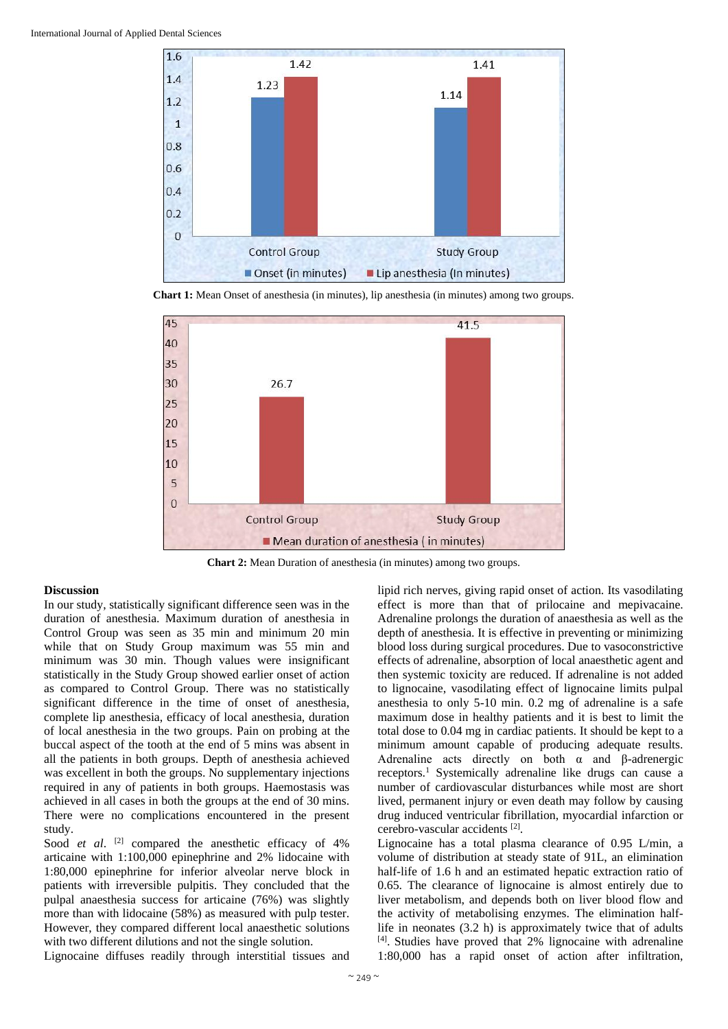Chart 1: Mean Onset of anesthesia (in minutes), lip anesthesia (in minutes) among two groups.

| | Onset (in minutes) | Lip anesthesia (In minutes) |
| --- | --- | --- |
| Control Group | 1.23 | 1.42 |
| Study Group | 1.14 | 1.41 |

**Chart 1:** Mean Onset of anesthesia (in minutes), lip anesthesia (in minutes) among two groups.

| | Mean duration of anesthesia ( in minutes) |
| --- | --- |
| Control Group | 26.7 |
| Study Group | 41.5 |

**Chart 2:** Mean Duration of anesthesia (in minutes) among two groups.

### Discussion

In our study, statistically significant difference seen was in the duration of anesthesia. Maximum duration of anesthesia in Control Group was seen as 35 min and minimum 20 min while that on Study Group maximum was 55 min and minimum was 30 min. Though values were insignificant statistically in the Study Group showed earlier onset of action as compared to Control Group. There was no statistically significant difference in the time of onset of anesthesia, complete lip anesthesia, efficacy of local anesthesia, duration of local anesthesia in the two groups. Pain on probing at the buccal aspect of the tooth at the end of 5 mins was absent in all the patients in both groups. Depth of anesthesia achieved was excellent in both the groups. No supplementary injections required in any of patients in both groups. Haemostasis was achieved in all cases in both the groups at the end of 30 mins. There were no complications encountered in the present study.

Sood *et al*. [2] compared the anesthetic efficacy of 4% articaine with 1:100,000 epinephrine and 2% lidocaine with 1:80,000 epinephrine for inferior alveolar nerve block in patients with irreversible pulpitis. They concluded that the pulpal anaesthesia success for articaine (76%) was slightly more than with lidocaine (58%) as measured with pulp tester. However, they compared different local anaesthetic solutions with two different dilutions and not the single solution.

Lignocaine diffuses readily through interstitial tissues and lipid rich nerves, giving rapid onset of action. Its vasodilating effect is more than that of prilocaine and mepivacaine. Adrenaline prolongs the duration of anaesthesia as well as the depth of anesthesia. It is effective in preventing or minimizing blood loss during surgical procedures. Due to vasoconstrictive effects of adrenaline, absorption of local anaesthetic agent and then systemic toxicity are reduced. If adrenaline is not added to lignocaine, vasodilating effect of lignocaine limits pulpal anesthesia to only 5-10 min. 0.2 mg of adrenaline is a safe maximum dose in healthy patients and it is best to limit the total dose to 0.04 mg in cardiac patients. It should be kept to a minimum amount capable of producing adequate results. Adrenaline acts directly on both α and β-adrenergic receptors.[1] Systemically adrenaline like drugs can cause a number of cardiovascular disturbances while most are short lived, permanent injury or even death may follow by causing drug induced ventricular fibrillation, myocardial infarction or cerebro-vascular accidents [2].

Lignocaine has a total plasma clearance of 0.95 L/min, a volume of distribution at steady state of 91L, an elimination half-life of 1.6 h and an estimated hepatic extraction ratio of 0.65. The clearance of lignocaine is almost entirely due to liver metabolism, and depends both on liver blood flow and the activity of metabolising enzymes. The elimination half-life in neonates (3.2 h) is approximately twice that of adults [4]. Studies have proved that 2% lignocaine with adrenaline 1:80,000 has a rapid onset of action after infiltration,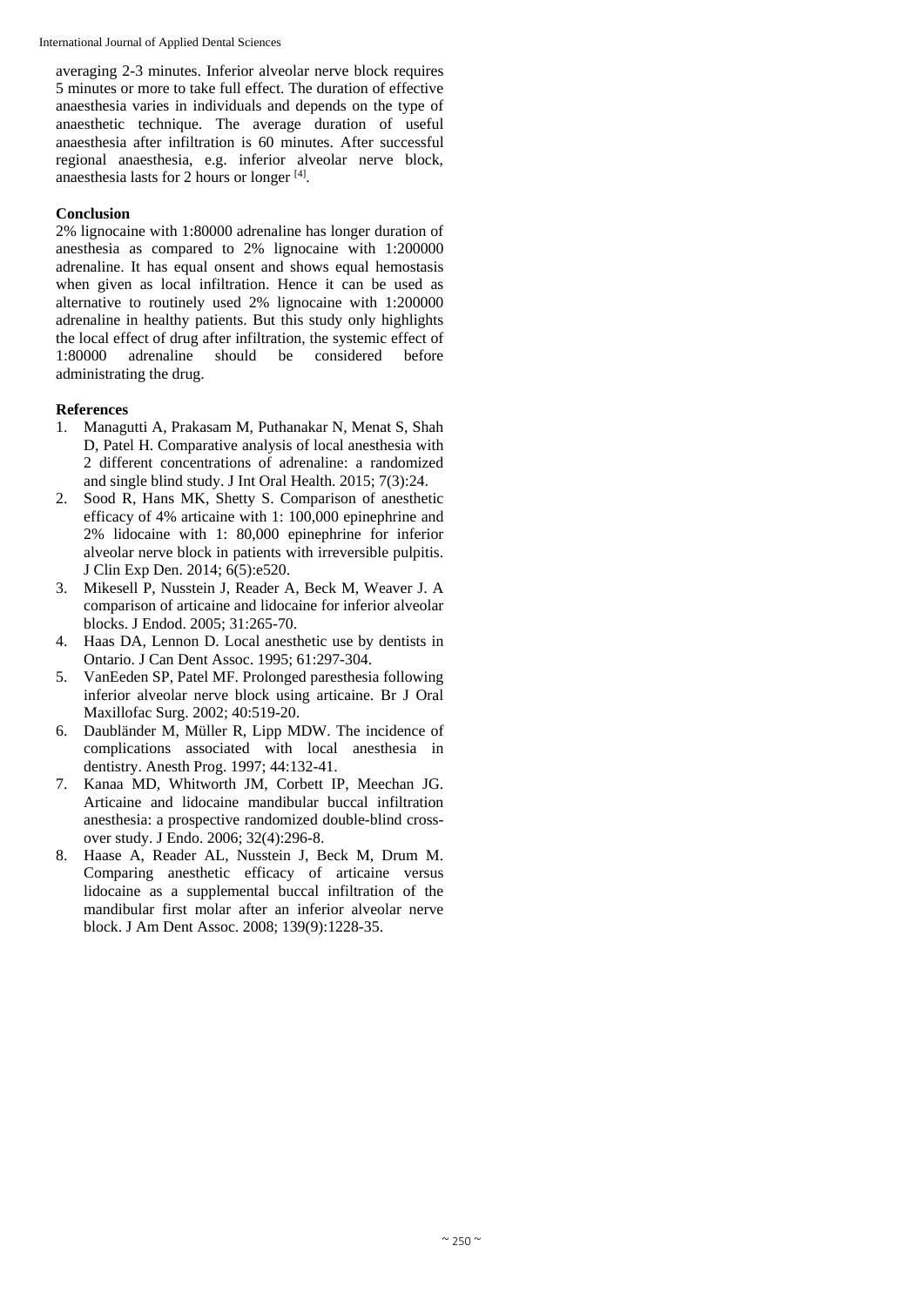averaging 2-3 minutes. Inferior alveolar nerve block requires 5 minutes or more to take full effect. The duration of effective anaesthesia varies in individuals and depends on the type of anaesthetic technique. The average duration of useful anaesthesia after infiltration is 60 minutes. After successful regional anaesthesia, e.g. inferior alveolar nerve block, anaesthesia lasts for 2 hours or longer [4].

**Conclusion**

2% lignocaine with 1:80000 adrenaline has longer duration of anesthesia as compared to 2% lignocaine with 1:200000 adrenaline. It has equal onsent and shows equal hemostasis when given as local infiltration. Hence it can be used as alternative to routinely used 2% lignocaine with 1:200000 adrenaline in healthy patients. But this study only highlights the local effect of drug after infiltration, the systemic effect of 1:80000 adrenaline should be considered before administrating the drug.

**References**

1. Managutti A, Prakasam M, Puthanakar N, Menat S, Shah D, Patel H. Comparative analysis of local anesthesia with 2 different concentrations of adrenaline: a randomized and single blind study. J Int Oral Health. 2015; 7(3):24.
2. Sood R, Hans MK, Shetty S. Comparison of anesthetic efficacy of 4% articaine with 1: 100,000 epinephrine and 2% lidocaine with 1: 80,000 epinephrine for inferior alveolar nerve block in patients with irreversible pulpitis. J Clin Exp Den. 2014; 6(5):e520.
3. Mikesell P, Nusstein J, Reader A, Beck M, Weaver J. A comparison of articaine and lidocaine for inferior alveolar blocks. J Endod. 2005; 31:265-70.
4. Haas DA, Lennon D. Local anesthetic use by dentists in Ontario. J Can Dent Assoc. 1995; 61:297-304.
5. VanEeden SP, Patel MF. Prolonged paresthesia following inferior alveolar nerve block using articaine. Br J Oral Maxillofac Surg. 2002; 40:519-20.
6. Daubländer M, Müller R, Lipp MDW. The incidence of complications associated with local anesthesia in dentistry. Anesth Prog. 1997; 44:132-41.
7. Kanaa MD, Whitworth JM, Corbett IP, Meechan JG. Articaine and lidocaine mandibular buccal infiltration anesthesia: a prospective randomized double-blind cross-over study. J Endo. 2006; 32(4):296-8.
8. Haase A, Reader AL, Nusstein J, Beck M, Drum M. Comparing anesthetic efficacy of articaine versus lidocaine as a supplemental buccal infiltration of the mandibular first molar after an inferior alveolar nerve block. J Am Dent Assoc. 2008; 139(9):1228-35.